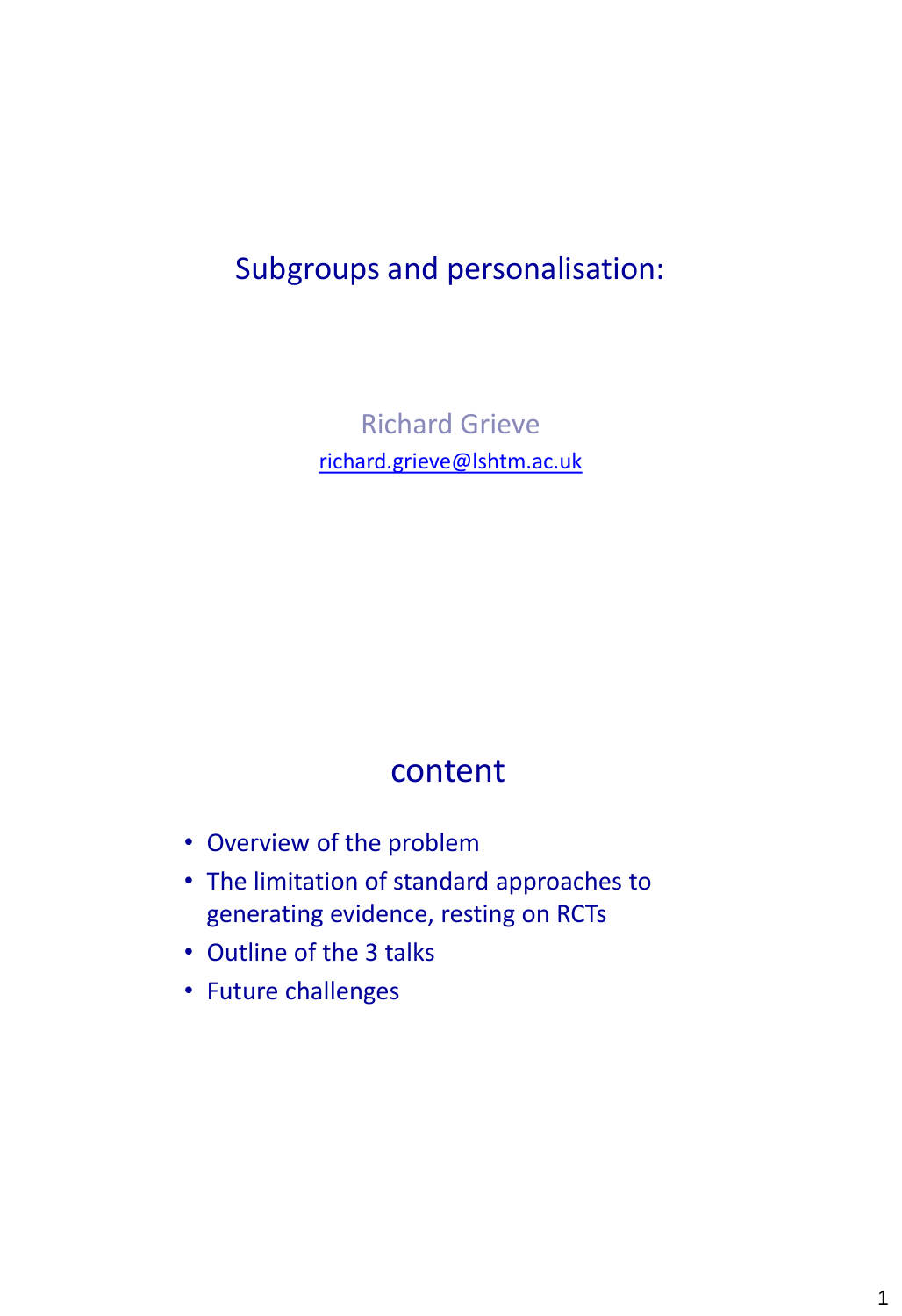# Subgroups and personalisation:

Richard Grieve

richard.grieve@lshtm.ac.uk

## content

- Overview of the problem
- The limitation of standard approaches to generating evidence, resting on RCTs
- Outline of the 3 talks
- Future challenges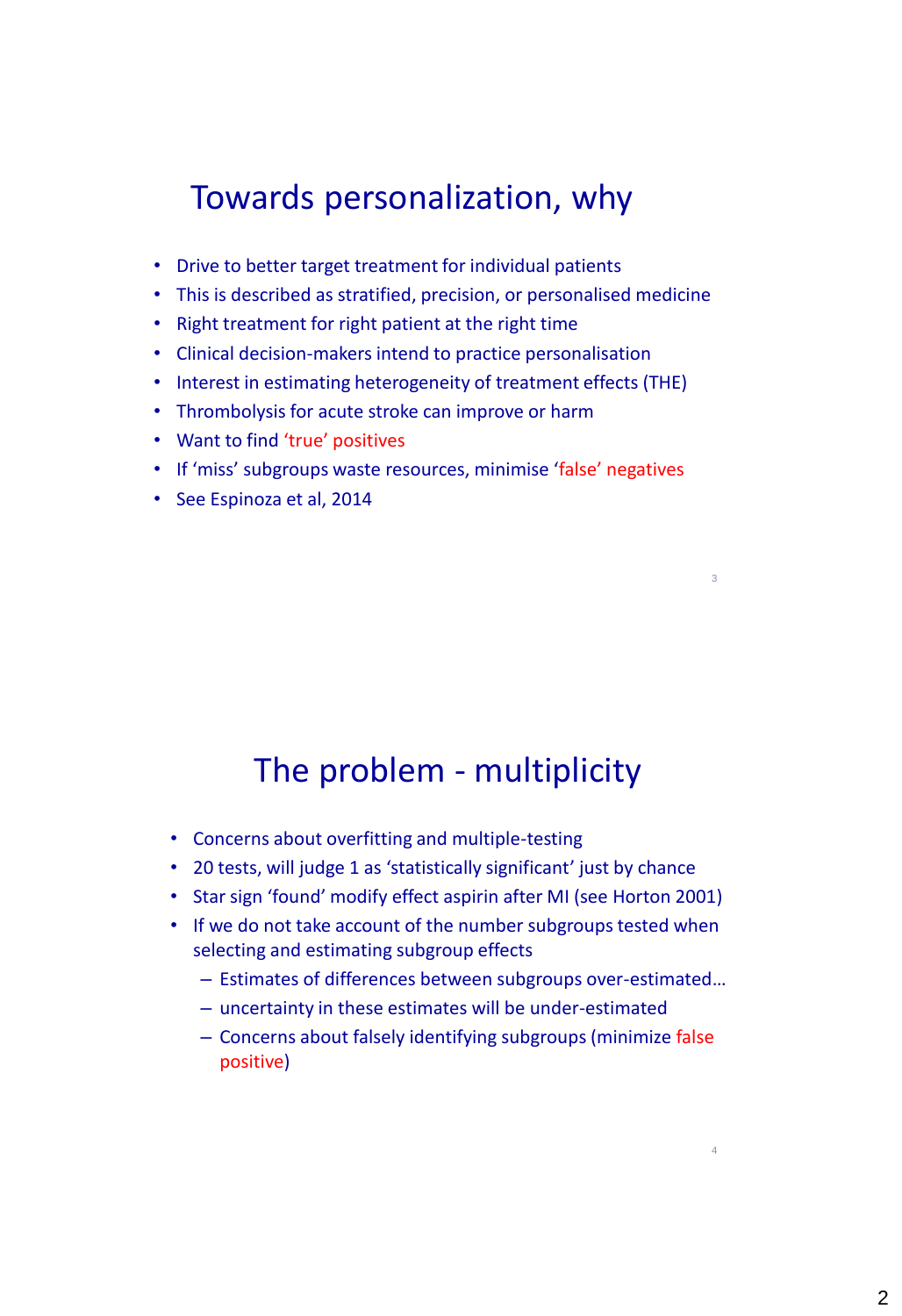# Towards personalization, why

- Drive to better target treatment for individual patients
- This is described as stratified, precision, or personalised medicine
- Right treatment for right patient at the right time
- Clinical decision-makers intend to practice personalisation
- Interest in estimating heterogeneity of treatment effects (THE)
- Thrombolysis for acute stroke can improve or harm
- Want to find ‘true’ positives
- If ‘miss’ subgroups waste resources, minimise ‘false’ negatives
- See Espinoza et al, 2014

# The problem - multiplicity

- Concerns about overfitting and multiple-testing
- 20 tests, will judge 1 as ‘statistically significant’ just by chance
- Star sign ‘found’ modify effect aspirin after MI (see Horton 2001)
- If we do not take account of the number subgroups tested when selecting and estimating subgroup effects
  - Estimates of differences between subgroups over-estimated…
  - uncertainty in these estimates will be under-estimated
  - Concerns about falsely identifying subgroups (minimize false positive)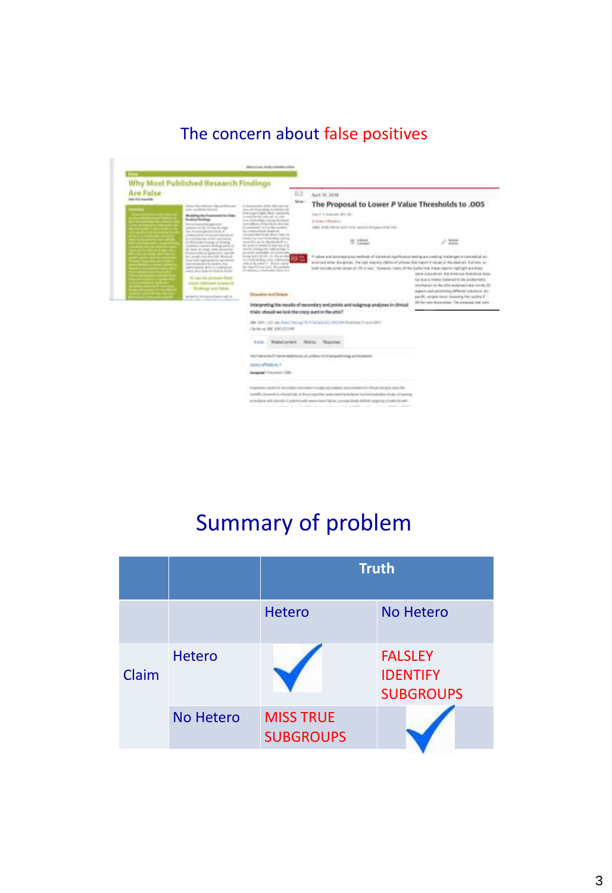## The concern about false positives

## Summary of problem

| | | Truth | |
|---|---|---|---|
| | | Hetero | No Hetero |
| Claim | Hetero | ✓ | FALSLEY IDENTIFY SUBGROUPS |
| | No Hetero | MISS TRUE SUBGROUPS | ✓ |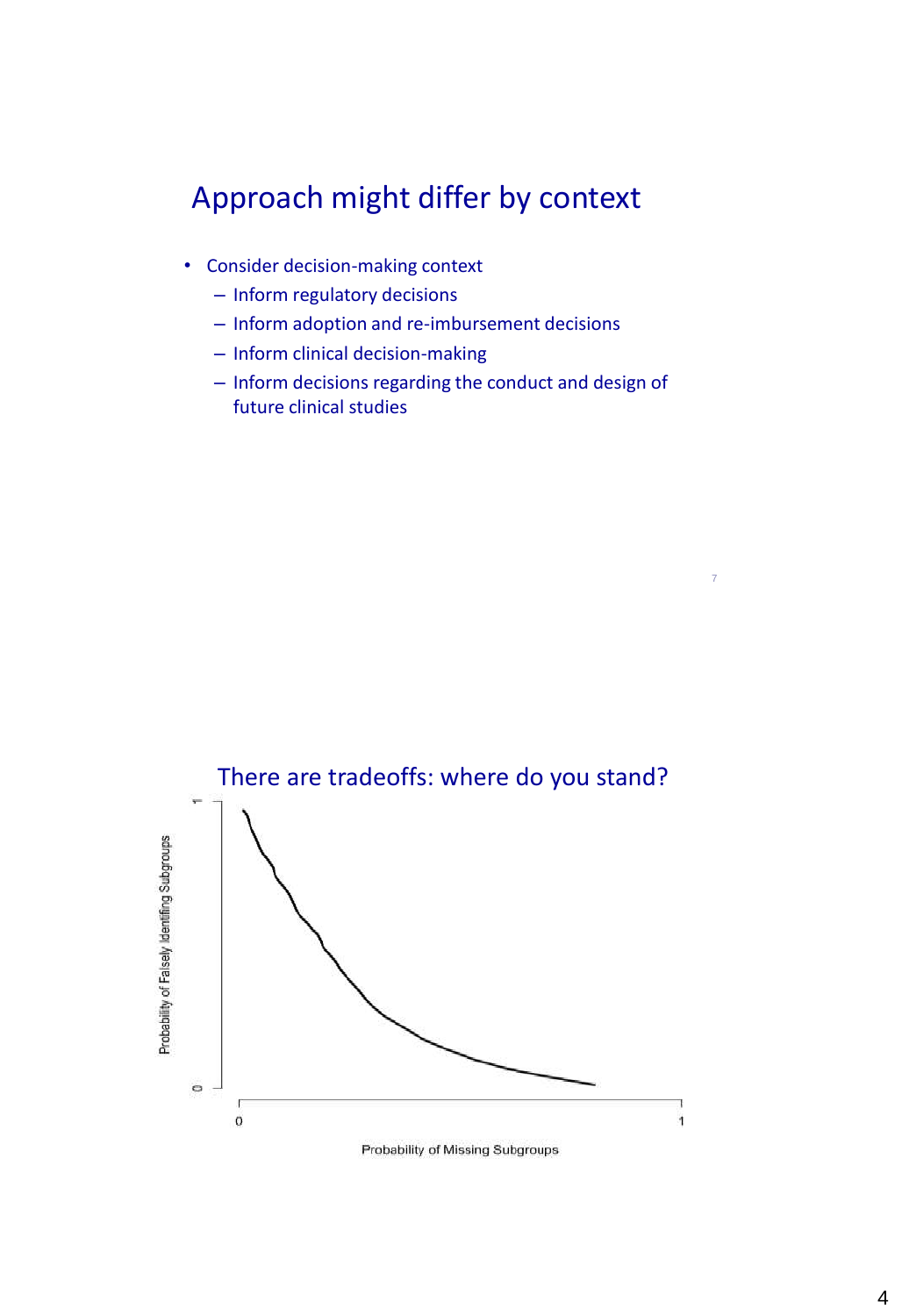## Approach might differ by context

- Consider decision-making context
  - Inform regulatory decisions
  - Inform adoption and re-imbursement decisions
  - Inform clinical decision-making
  - Inform decisions regarding the conduct and design of future clinical studies

## There are tradeoffs: where do you stand?

Probability of Falsely Identifing Subgroups

Probability of Missing Subgroups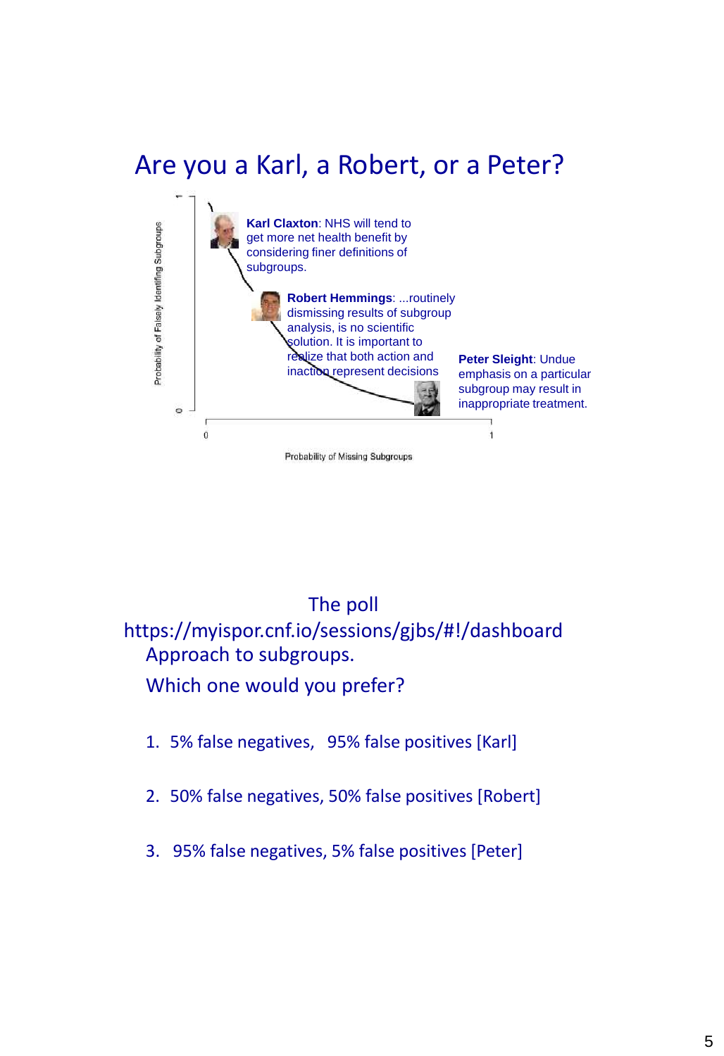# Are you a Karl, a Robert, or a Peter?

Probability of Falsely Identifing Subgroups

**Karl Claxton**: NHS will tend to get more net health benefit by considering finer definitions of subgroups.

**Robert Hemmings**: ...routinely dismissing results of subgroup analysis, is no scientific solution. It is important to realize that both action and inaction represent decisions

**Peter Sleight**: Undue emphasis on a particular subgroup may result in inappropriate treatment.

Probability of Missing Subgroups

The poll

https://myispor.cnf.io/sessions/gjbs/#!/dashboard

Approach to subgroups.

Which one would you prefer?

1. 5% false negatives, 95% false positives [Karl]
2. 50% false negatives, 50% false positives [Robert]
3. 95% false negatives, 5% false positives [Peter]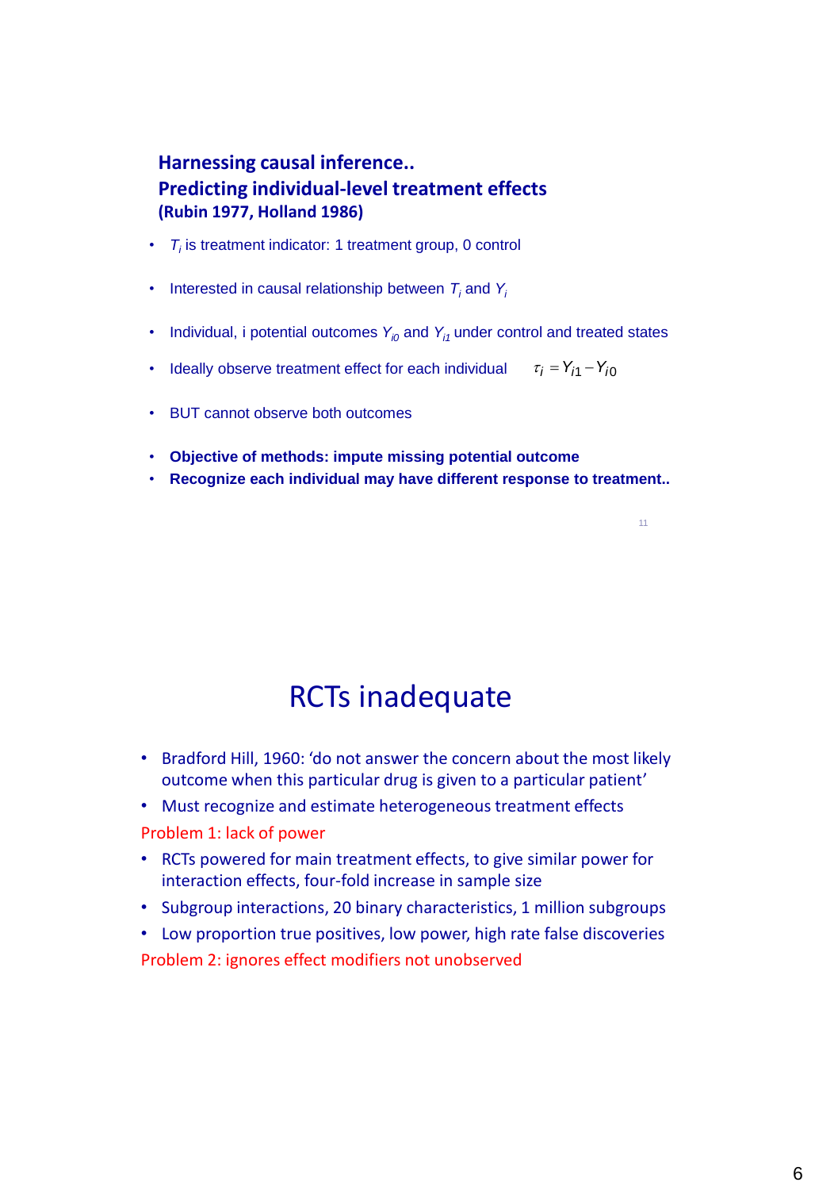## Harnessing causal inference..

## Predicting individual-level treatment effects

**(Rubin 1977, Holland 1986)**

- $T_i$ is treatment indicator: 1 treatment group, 0 control
- Interested in causal relationship between $T_i$ and $Y_i$
- Individual, i potential outcomes $Y_{i0}$ and $Y_{i1}$ under control and treated states
- Ideally observe treatment effect for each individual $\tau_i = Y_{i1} - Y_{i0}$
- BUT cannot observe both outcomes
- **Objective of methods: impute missing potential outcome**
- **Recognize each individual may have different response to treatment..**

# RCTs inadequate

- Bradford Hill, 1960: 'do not answer the concern about the most likely outcome when this particular drug is given to a particular patient'
- Must recognize and estimate heterogeneous treatment effects

Problem 1: lack of power

- RCTs powered for main treatment effects, to give similar power for interaction effects, four-fold increase in sample size
- Subgroup interactions, 20 binary characteristics, 1 million subgroups
- Low proportion true positives, low power, high rate false discoveries

Problem 2: ignores effect modifiers not unobserved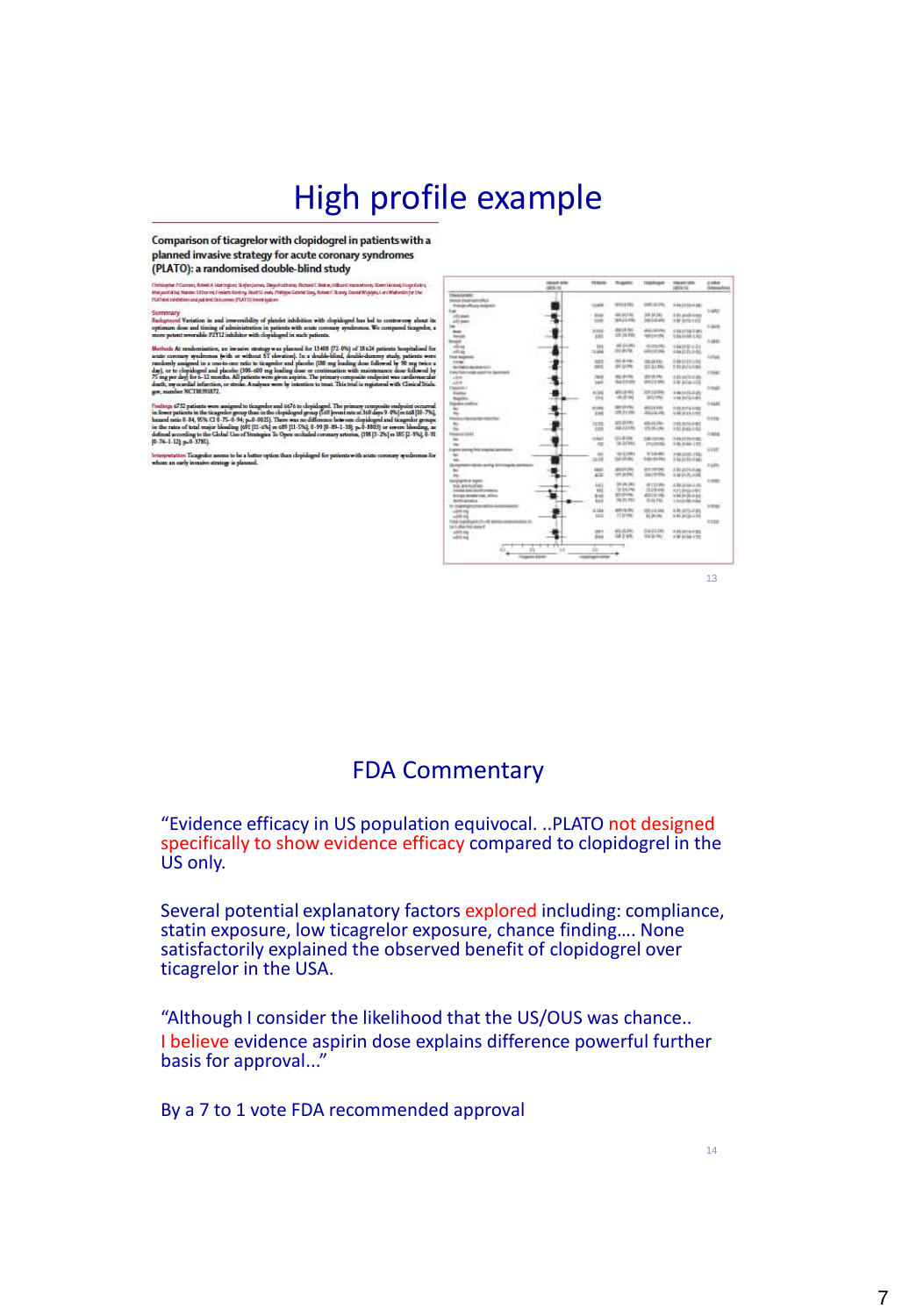# High profile example

**Comparison of ticagrelor with clopidogrel in patients with a planned invasive strategy for acute coronary syndromes (PLATO): a randomised double-blind study**

# FDA Commentary

"Evidence efficacy in US population equivocal. ..PLATO not designed specifically to show evidence efficacy compared to clopidogrel in the US only.

Several potential explanatory factors explored including: compliance, statin exposure, low ticagrelor exposure, chance finding…. None satisfactorily explained the observed benefit of clopidogrel over ticagrelor in the USA.

"Although I consider the likelihood that the US/OUS was chance.. I believe evidence aspirin dose explains difference powerful further basis for approval..."

By a 7 to 1 vote FDA recommended approval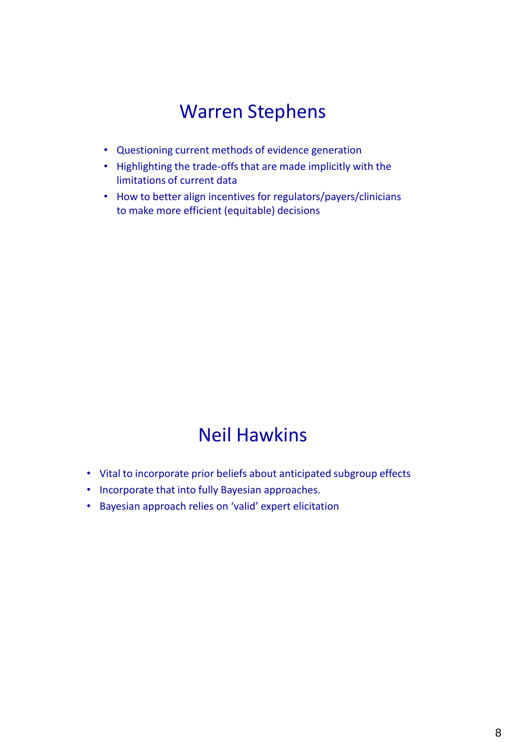## Warren Stephens

- Questioning current methods of evidence generation
- Highlighting the trade-offs that are made implicitly with the limitations of current data
- How to better align incentives for regulators/payers/clinicians to make more efficient (equitable) decisions

## Neil Hawkins

- Vital to incorporate prior beliefs about anticipated subgroup effects
- Incorporate that into fully Bayesian approaches.
- Bayesian approach relies on 'valid' expert elicitation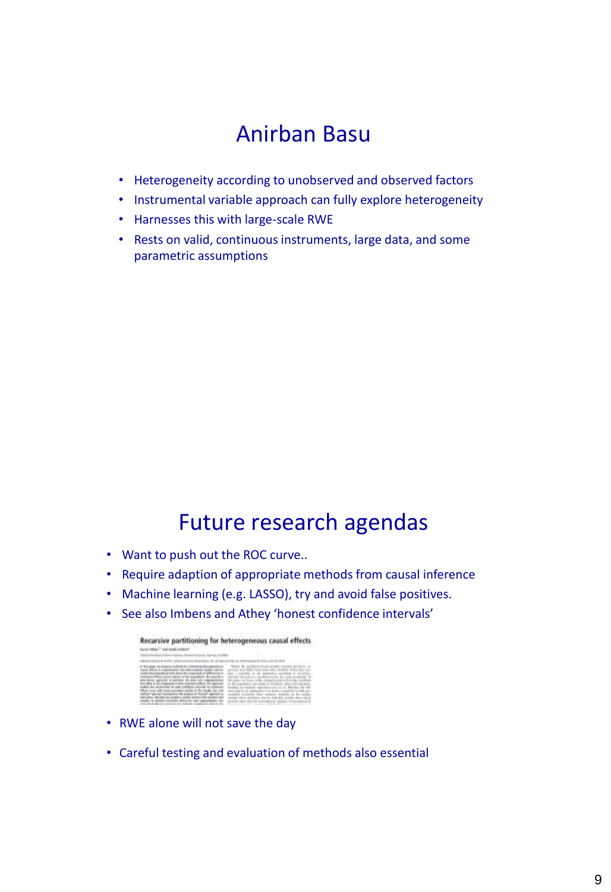# Anirban Basu

- Heterogeneity according to unobserved and observed factors
- Instrumental variable approach can fully explore heterogeneity
- Harnesses this with large-scale RWE
- Rests on valid, continuous instruments, large data, and some parametric assumptions

# Future research agendas

- Want to push out the ROC curve..
- Require adaption of appropriate methods from causal inference
- Machine learning (e.g. LASSO), try and avoid false positives.
- See also Imbens and Athey 'honest confidence intervals'

Recursive partitioning for heterogeneous causal effects

- RWE alone will not save the day
- Careful testing and evaluation of methods also essential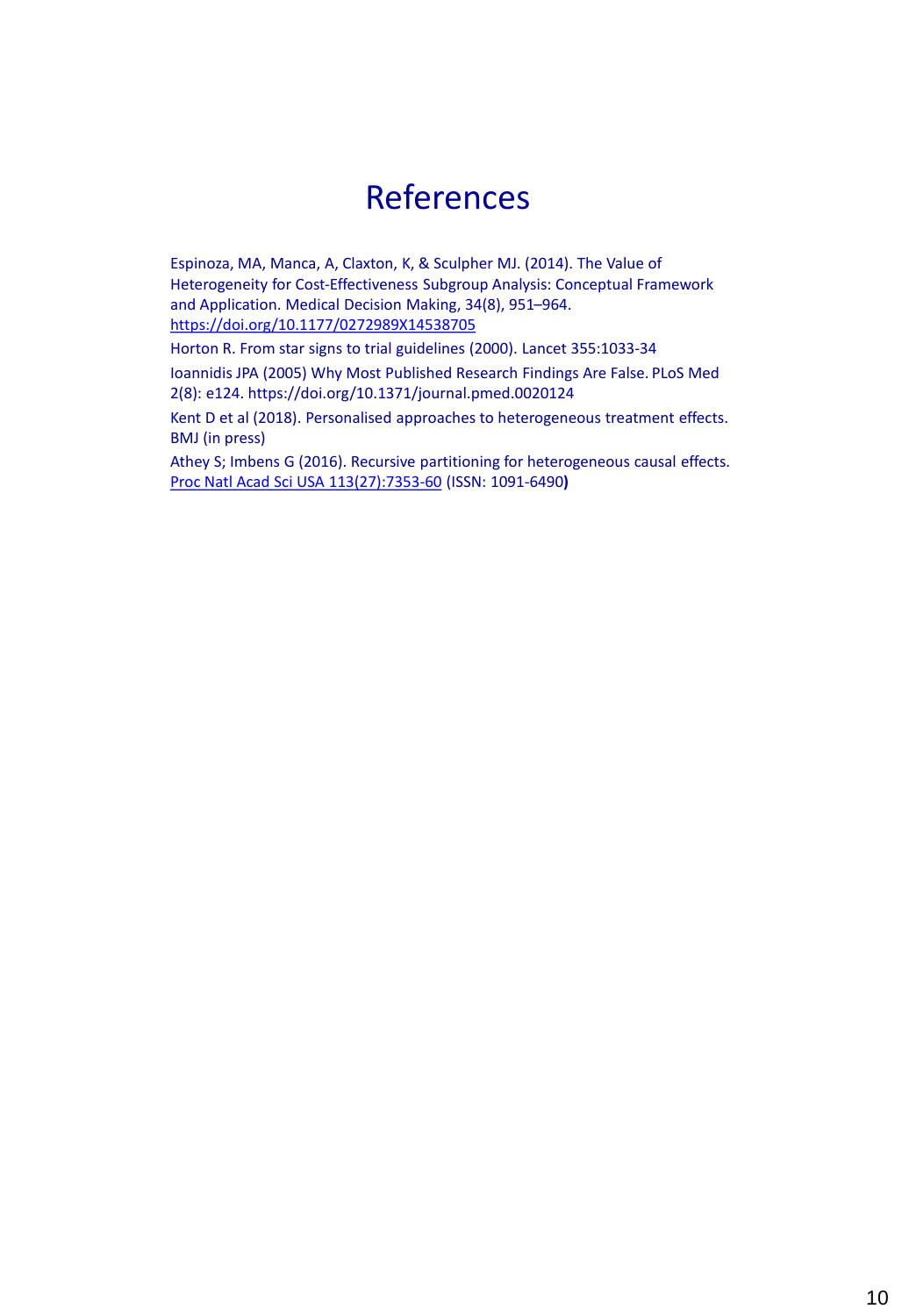# References

Espinoza, MA, Manca, A, Claxton, K, & Sculpher MJ. (2014). The Value of Heterogeneity for Cost-Effectiveness Subgroup Analysis: Conceptual Framework and Application. Medical Decision Making, 34(8), 951–964. https://doi.org/10.1177/0272989X14538705

Horton R. From star signs to trial guidelines (2000). Lancet 355:1033-34

Ioannidis JPA (2005) Why Most Published Research Findings Are False. PLoS Med 2(8): e124. https://doi.org/10.1371/journal.pmed.0020124

Kent D et al (2018). Personalised approaches to heterogeneous treatment effects. BMJ (in press)

Athey S; Imbens G (2016). Recursive partitioning for heterogeneous causal effects. Proc Natl Acad Sci USA 113(27):7353-60 (ISSN: 1091-6490)